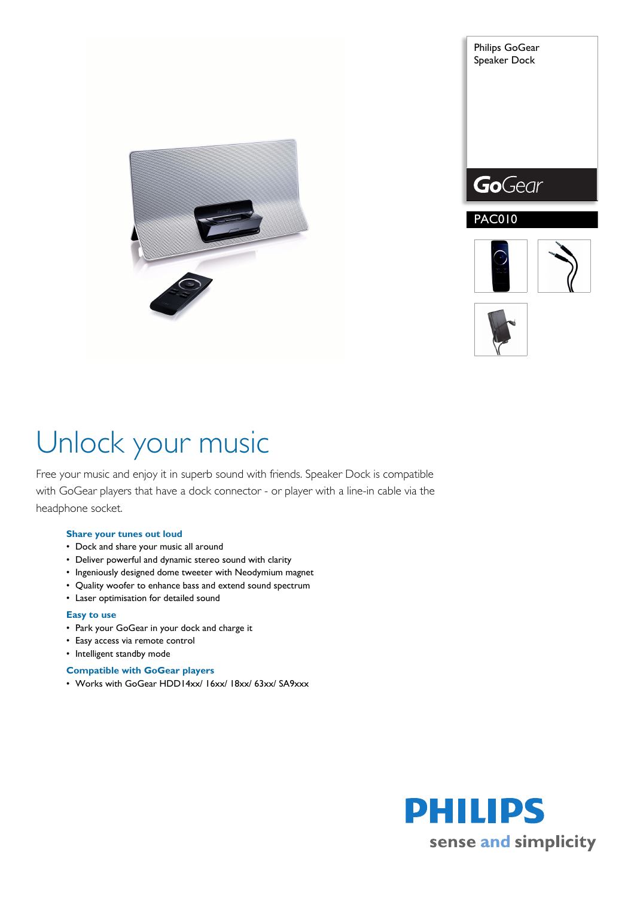Philips GoGear Speaker Dock

GoGear

PAC010

# Unlock your music

Free your music and enjoy it in superb sound with friends. Speaker Dock is compatible with GoGear players that have a dock connector - or player with a line-in cable via the headphone socket.

### Share your tunes out loud

- Dock and share your music all around
- Deliver powerful and dynamic stereo sound with clarity
- Ingeniously designed dome tweeter with Neodymium magnet
- Quality woofer to enhance bass and extend sound spectrum
- Laser optimisation for detailed sound

### Easy to use

- Park your GoGear in your dock and charge it
- Easy access via remote control
- Intelligent standby mode

### Compatible with GoGear players

- Works with GoGear HDD14xx/ 16xx/ 18xx/ 63xx/ SA9xxx

PHILIPS

sense and simplicity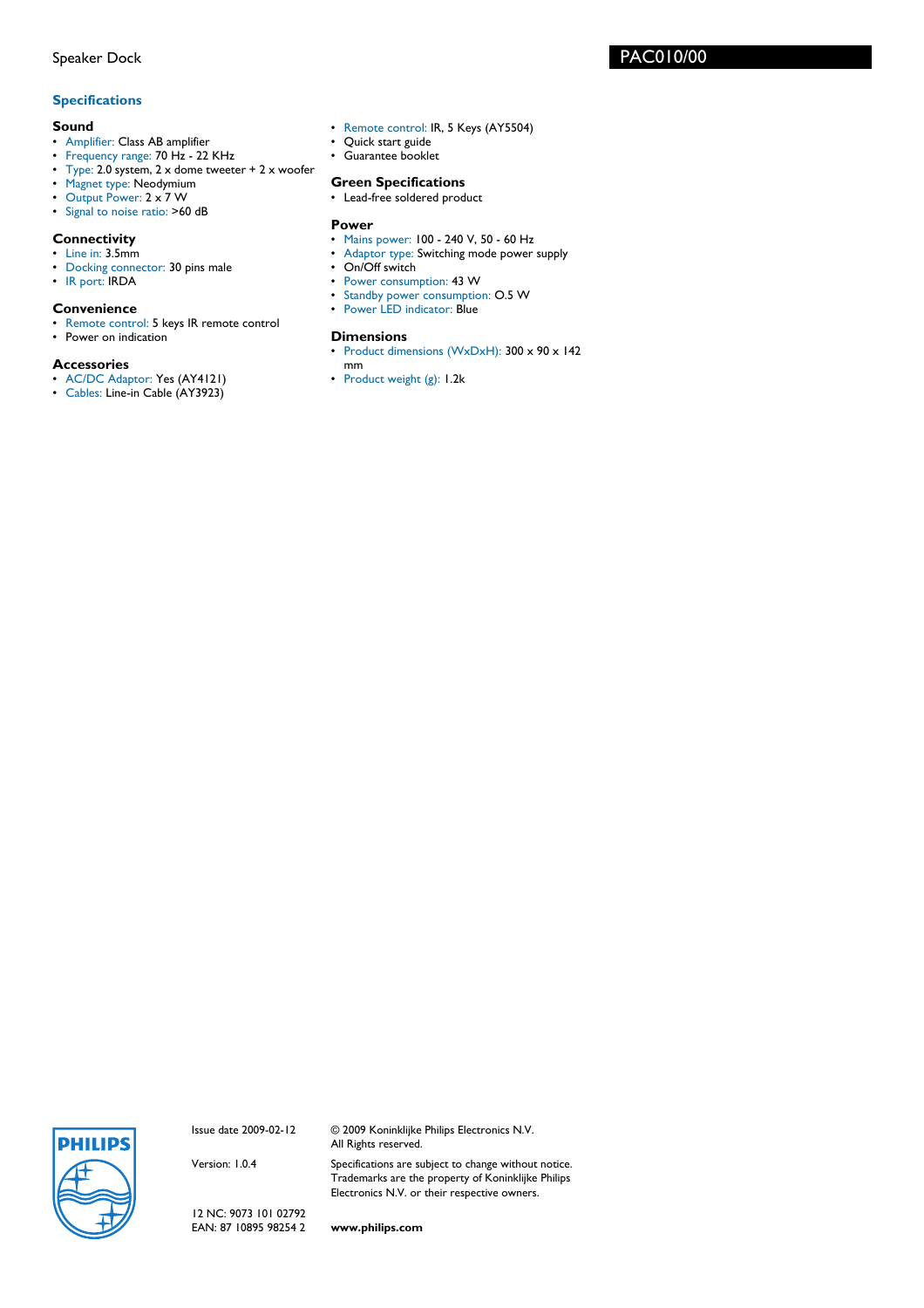Speaker Dock

# PAC010/00

## Specifications

### Sound
- Amplifier: Class AB amplifier
- Frequency range: 70 Hz - 22 KHz
- Type: 2.0 system, 2 x dome tweeter + 2 x woofer
- Magnet type: Neodymium
- Output Power: 2 x 7 W
- Signal to noise ratio: >60 dB

### Connectivity
- Line in: 3.5mm
- Docking connector: 30 pins male
- IR port: IRDA

### Convenience
- Remote control: 5 keys IR remote control
- Power on indication

### Accessories
- AC/DC Adaptor: Yes (AY4121)
- Cables: Line-in Cable (AY3923)
- Remote control: IR, 5 Keys (AY5504)
- Quick start guide
- Guarantee booklet

### Green Specifications
- Lead-free soldered product

### Power
- Mains power: 100 - 240 V, 50 - 60 Hz
- Adaptor type: Switching mode power supply
- On/Off switch
- Power consumption: 43 W
- Standby power consumption: O.5 W
- Power LED indicator: Blue

### Dimensions
- Product dimensions (WxDxH): 300 x 90 x 142 mm
- Product weight (g): 1.2k

PHILIPS

Issue date 2009-02-12

Version: 1.0.4

12 NC: 9073 101 02792
EAN: 87 10895 98254 2

© 2009 Koninklijke Philips Electronics N.V.
All Rights reserved.

Specifications are subject to change without notice. Trademarks are the property of Koninklijke Philips Electronics N.V. or their respective owners.

**www.philips.com**